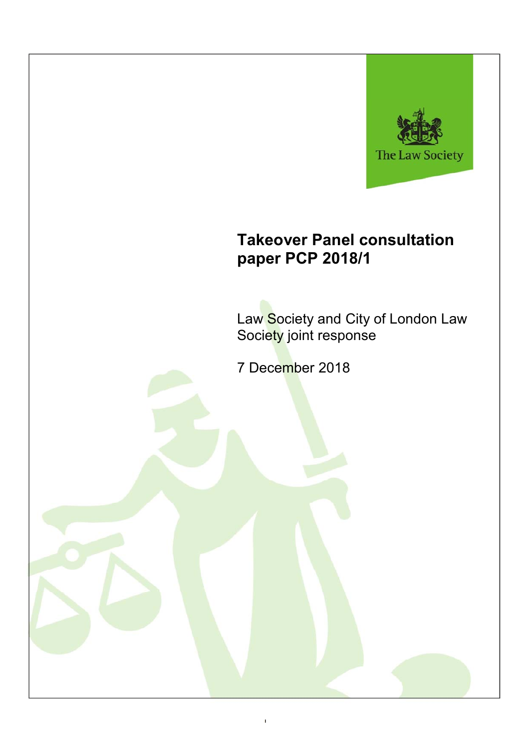The Law Society

# Takeover Panel consultation paper PCP 2018/1

Law Society and City of London Law Society joint response

7 December 2018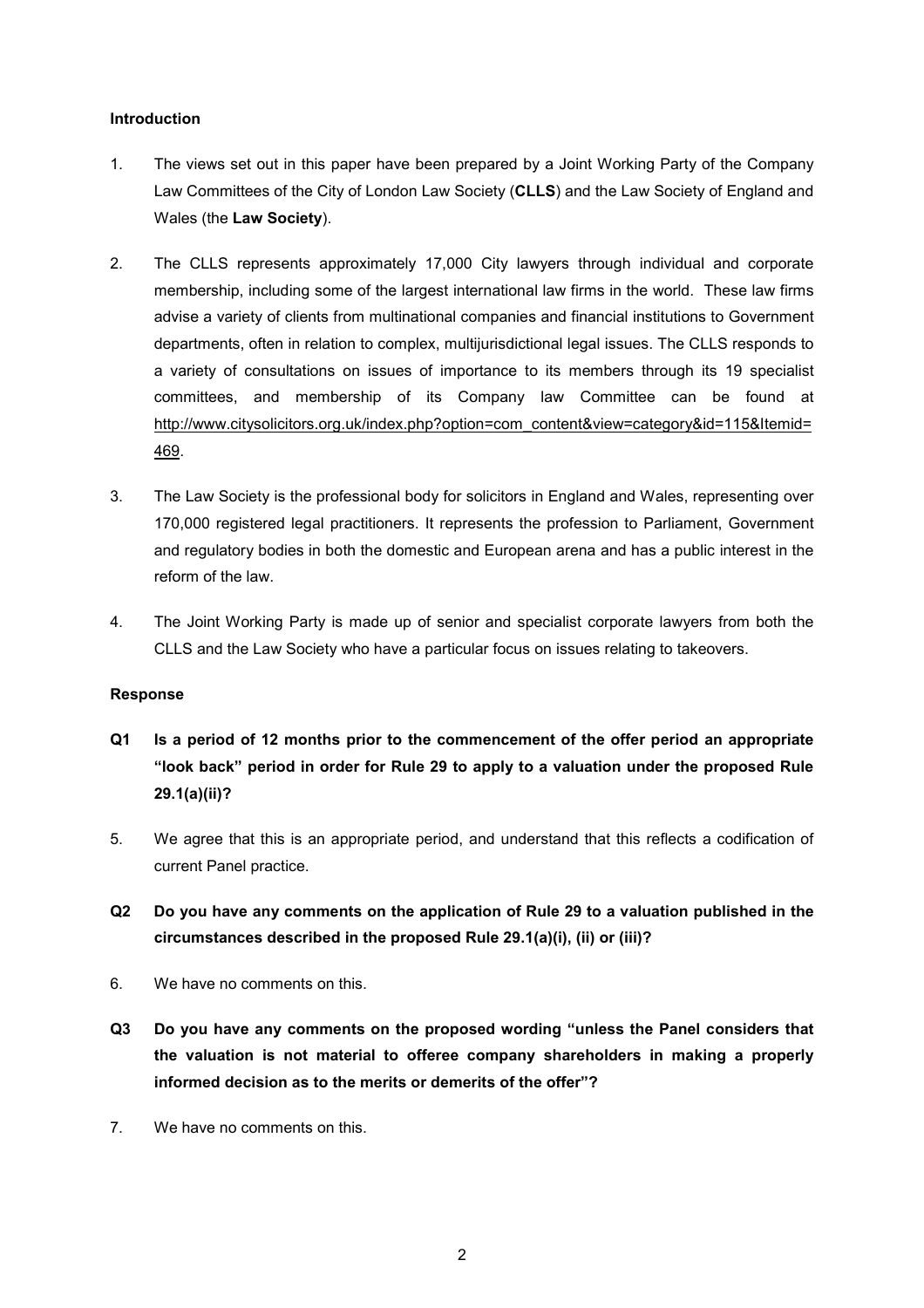**Introduction**

1. The views set out in this paper have been prepared by a Joint Working Party of the Company Law Committees of the City of London Law Society (**CLLS**) and the Law Society of England and Wales (the **Law Society**).

2. The CLLS represents approximately 17,000 City lawyers through individual and corporate membership, including some of the largest international law firms in the world. These law firms advise a variety of clients from multinational companies and financial institutions to Government departments, often in relation to complex, multijurisdictional legal issues. The CLLS responds to a variety of consultations on issues of importance to its members through its 19 specialist committees, and membership of its Company law Committee can be found at http://www.citysolicitors.org.uk/index.php?option=com_content&view=category&id=115&Itemid=469.

3. The Law Society is the professional body for solicitors in England and Wales, representing over 170,000 registered legal practitioners. It represents the profession to Parliament, Government and regulatory bodies in both the domestic and European arena and has a public interest in the reform of the law.

4. The Joint Working Party is made up of senior and specialist corporate lawyers from both the CLLS and the Law Society who have a particular focus on issues relating to takeovers.

**Response**

**Q1 Is a period of 12 months prior to the commencement of the offer period an appropriate "look back" period in order for Rule 29 to apply to a valuation under the proposed Rule 29.1(a)(ii)?**

5. We agree that this is an appropriate period, and understand that this reflects a codification of current Panel practice.

**Q2 Do you have any comments on the application of Rule 29 to a valuation published in the circumstances described in the proposed Rule 29.1(a)(i), (ii) or (iii)?**

6. We have no comments on this.

**Q3 Do you have any comments on the proposed wording "unless the Panel considers that the valuation is not material to offeree company shareholders in making a properly informed decision as to the merits or demerits of the offer"?**

7. We have no comments on this.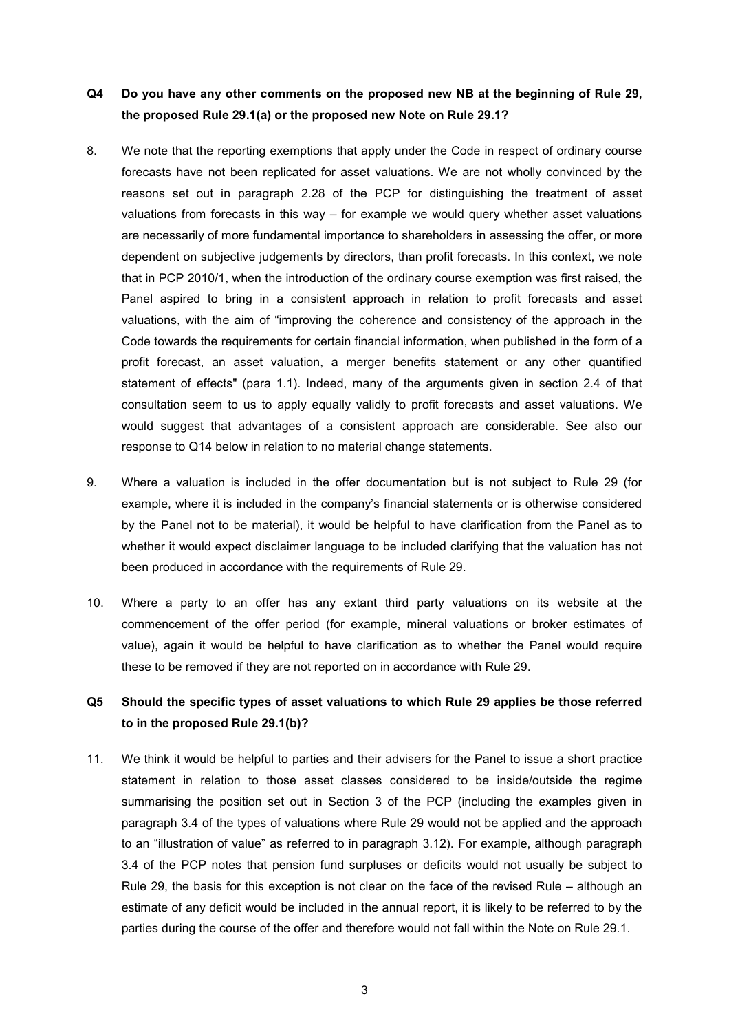**Q4 Do you have any other comments on the proposed new NB at the beginning of Rule 29, the proposed Rule 29.1(a) or the proposed new Note on Rule 29.1?**

8. We note that the reporting exemptions that apply under the Code in respect of ordinary course forecasts have not been replicated for asset valuations. We are not wholly convinced by the reasons set out in paragraph 2.28 of the PCP for distinguishing the treatment of asset valuations from forecasts in this way – for example we would query whether asset valuations are necessarily of more fundamental importance to shareholders in assessing the offer, or more dependent on subjective judgements by directors, than profit forecasts. In this context, we note that in PCP 2010/1, when the introduction of the ordinary course exemption was first raised, the Panel aspired to bring in a consistent approach in relation to profit forecasts and asset valuations, with the aim of "improving the coherence and consistency of the approach in the Code towards the requirements for certain financial information, when published in the form of a profit forecast, an asset valuation, a merger benefits statement or any other quantified statement of effects" (para 1.1). Indeed, many of the arguments given in section 2.4 of that consultation seem to us to apply equally validly to profit forecasts and asset valuations. We would suggest that advantages of a consistent approach are considerable. See also our response to Q14 below in relation to no material change statements.

9. Where a valuation is included in the offer documentation but is not subject to Rule 29 (for example, where it is included in the company's financial statements or is otherwise considered by the Panel not to be material), it would be helpful to have clarification from the Panel as to whether it would expect disclaimer language to be included clarifying that the valuation has not been produced in accordance with the requirements of Rule 29.

10. Where a party to an offer has any extant third party valuations on its website at the commencement of the offer period (for example, mineral valuations or broker estimates of value), again it would be helpful to have clarification as to whether the Panel would require these to be removed if they are not reported on in accordance with Rule 29.

**Q5 Should the specific types of asset valuations to which Rule 29 applies be those referred to in the proposed Rule 29.1(b)?**

11. We think it would be helpful to parties and their advisers for the Panel to issue a short practice statement in relation to those asset classes considered to be inside/outside the regime summarising the position set out in Section 3 of the PCP (including the examples given in paragraph 3.4 of the types of valuations where Rule 29 would not be applied and the approach to an "illustration of value" as referred to in paragraph 3.12). For example, although paragraph 3.4 of the PCP notes that pension fund surpluses or deficits would not usually be subject to Rule 29, the basis for this exception is not clear on the face of the revised Rule – although an estimate of any deficit would be included in the annual report, it is likely to be referred to by the parties during the course of the offer and therefore would not fall within the Note on Rule 29.1.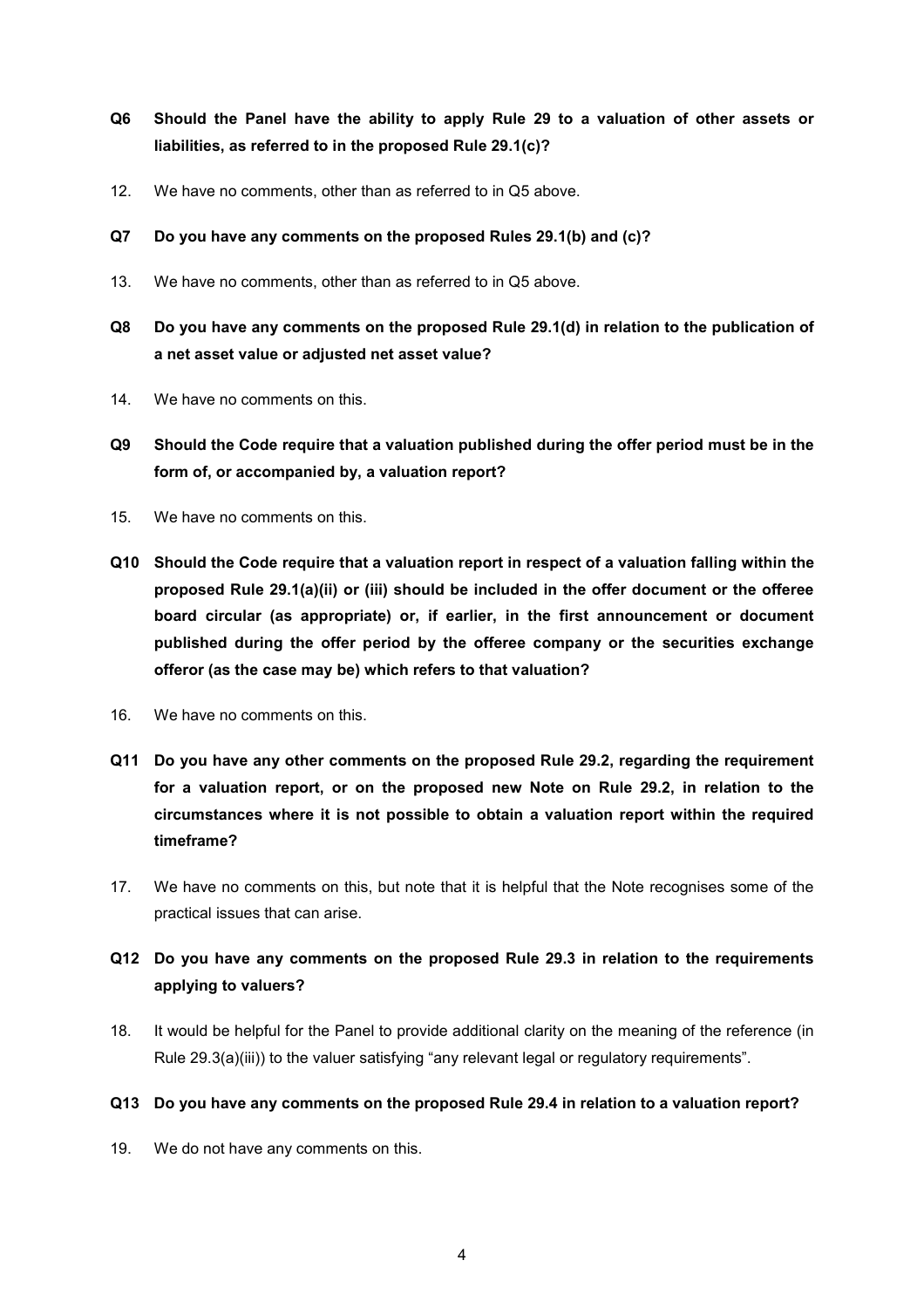**Q6 Should the Panel have the ability to apply Rule 29 to a valuation of other assets or liabilities, as referred to in the proposed Rule 29.1(c)?**

12. We have no comments, other than as referred to in Q5 above.

**Q7 Do you have any comments on the proposed Rules 29.1(b) and (c)?**

13. We have no comments, other than as referred to in Q5 above.

**Q8 Do you have any comments on the proposed Rule 29.1(d) in relation to the publication of a net asset value or adjusted net asset value?**

14. We have no comments on this.

**Q9 Should the Code require that a valuation published during the offer period must be in the form of, or accompanied by, a valuation report?**

15. We have no comments on this.

**Q10 Should the Code require that a valuation report in respect of a valuation falling within the proposed Rule 29.1(a)(ii) or (iii) should be included in the offer document or the offeree board circular (as appropriate) or, if earlier, in the first announcement or document published during the offer period by the offeree company or the securities exchange offeror (as the case may be) which refers to that valuation?**

16. We have no comments on this.

**Q11 Do you have any other comments on the proposed Rule 29.2, regarding the requirement for a valuation report, or on the proposed new Note on Rule 29.2, in relation to the circumstances where it is not possible to obtain a valuation report within the required timeframe?**

17. We have no comments on this, but note that it is helpful that the Note recognises some of the practical issues that can arise.

**Q12 Do you have any comments on the proposed Rule 29.3 in relation to the requirements applying to valuers?**

18. It would be helpful for the Panel to provide additional clarity on the meaning of the reference (in Rule 29.3(a)(iii)) to the valuer satisfying "any relevant legal or regulatory requirements".

**Q13 Do you have any comments on the proposed Rule 29.4 in relation to a valuation report?**

19. We do not have any comments on this.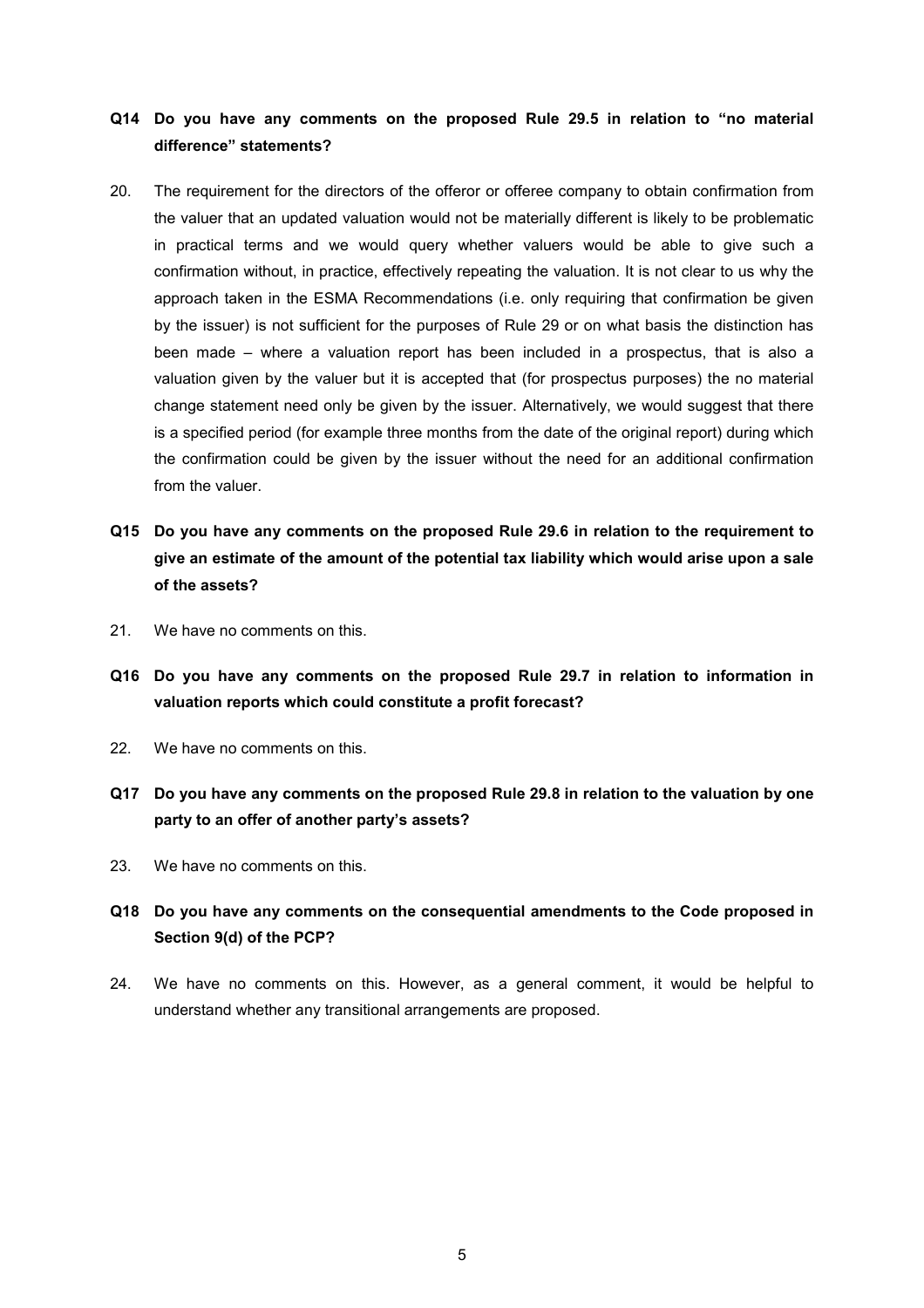**Q14 Do you have any comments on the proposed Rule 29.5 in relation to "no material difference" statements?**

20. The requirement for the directors of the offeror or offeree company to obtain confirmation from the valuer that an updated valuation would not be materially different is likely to be problematic in practical terms and we would query whether valuers would be able to give such a confirmation without, in practice, effectively repeating the valuation. It is not clear to us why the approach taken in the ESMA Recommendations (i.e. only requiring that confirmation be given by the issuer) is not sufficient for the purposes of Rule 29 or on what basis the distinction has been made – where a valuation report has been included in a prospectus, that is also a valuation given by the valuer but it is accepted that (for prospectus purposes) the no material change statement need only be given by the issuer. Alternatively, we would suggest that there is a specified period (for example three months from the date of the original report) during which the confirmation could be given by the issuer without the need for an additional confirmation from the valuer.

**Q15 Do you have any comments on the proposed Rule 29.6 in relation to the requirement to give an estimate of the amount of the potential tax liability which would arise upon a sale of the assets?**

21. We have no comments on this.

**Q16 Do you have any comments on the proposed Rule 29.7 in relation to information in valuation reports which could constitute a profit forecast?**

22. We have no comments on this.

**Q17 Do you have any comments on the proposed Rule 29.8 in relation to the valuation by one party to an offer of another party's assets?**

23. We have no comments on this.

**Q18 Do you have any comments on the consequential amendments to the Code proposed in Section 9(d) of the PCP?**

24. We have no comments on this. However, as a general comment, it would be helpful to understand whether any transitional arrangements are proposed.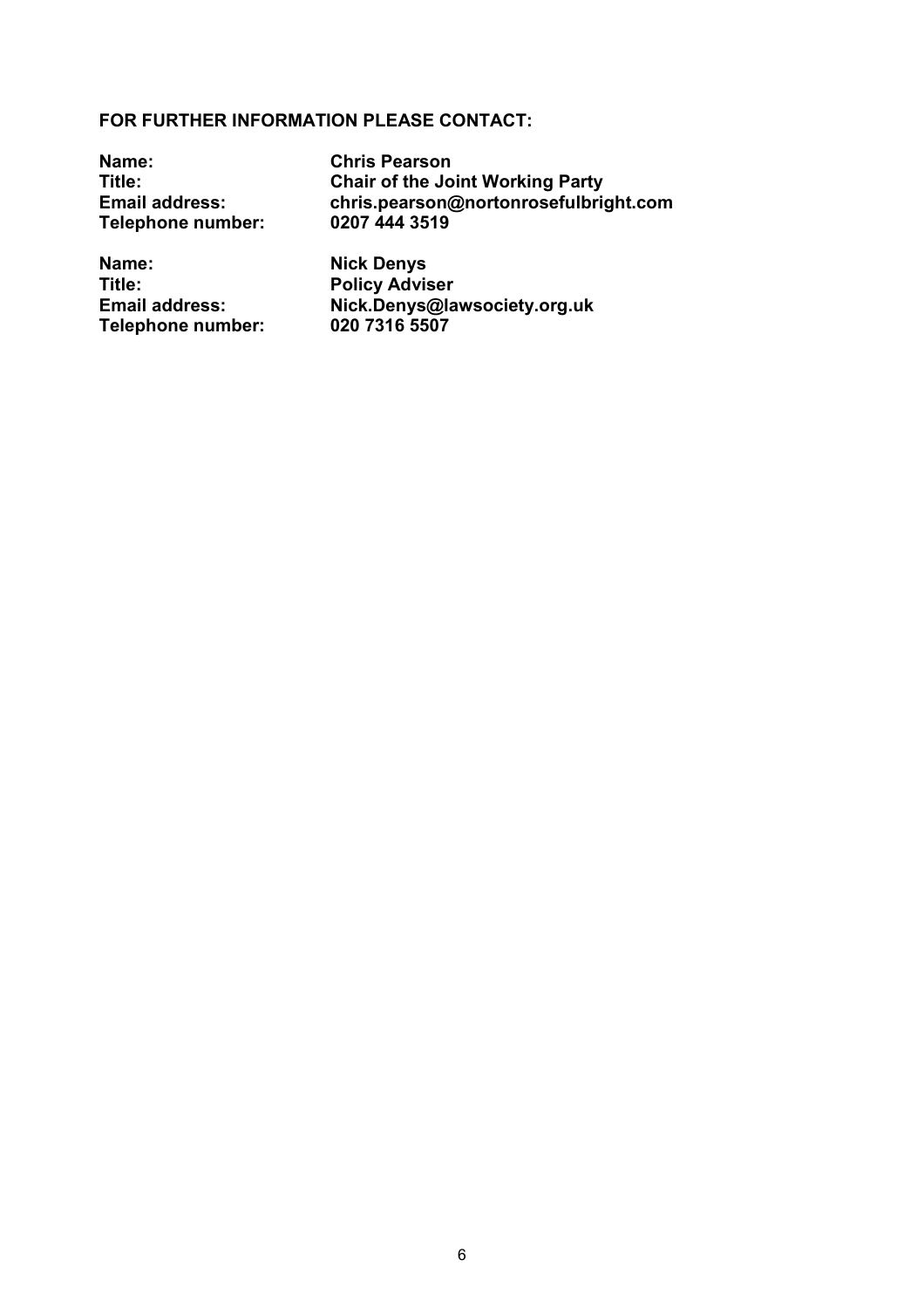**FOR FURTHER INFORMATION PLEASE CONTACT:**

| | |
|---|---|
| **Name:** | **Chris Pearson** |
| **Title:** | **Chair of the Joint Working Party** |
| **Email address:** | **chris.pearson@nortonrosefulbright.com** |
| **Telephone number:** | **0207 444 3519** |

| | |
|---|---|
| **Name:** | **Nick Denys** |
| **Title:** | **Policy Adviser** |
| **Email address:** | **Nick.Denys@lawsociety.org.uk** |
| **Telephone number:** | **020 7316 5507** |